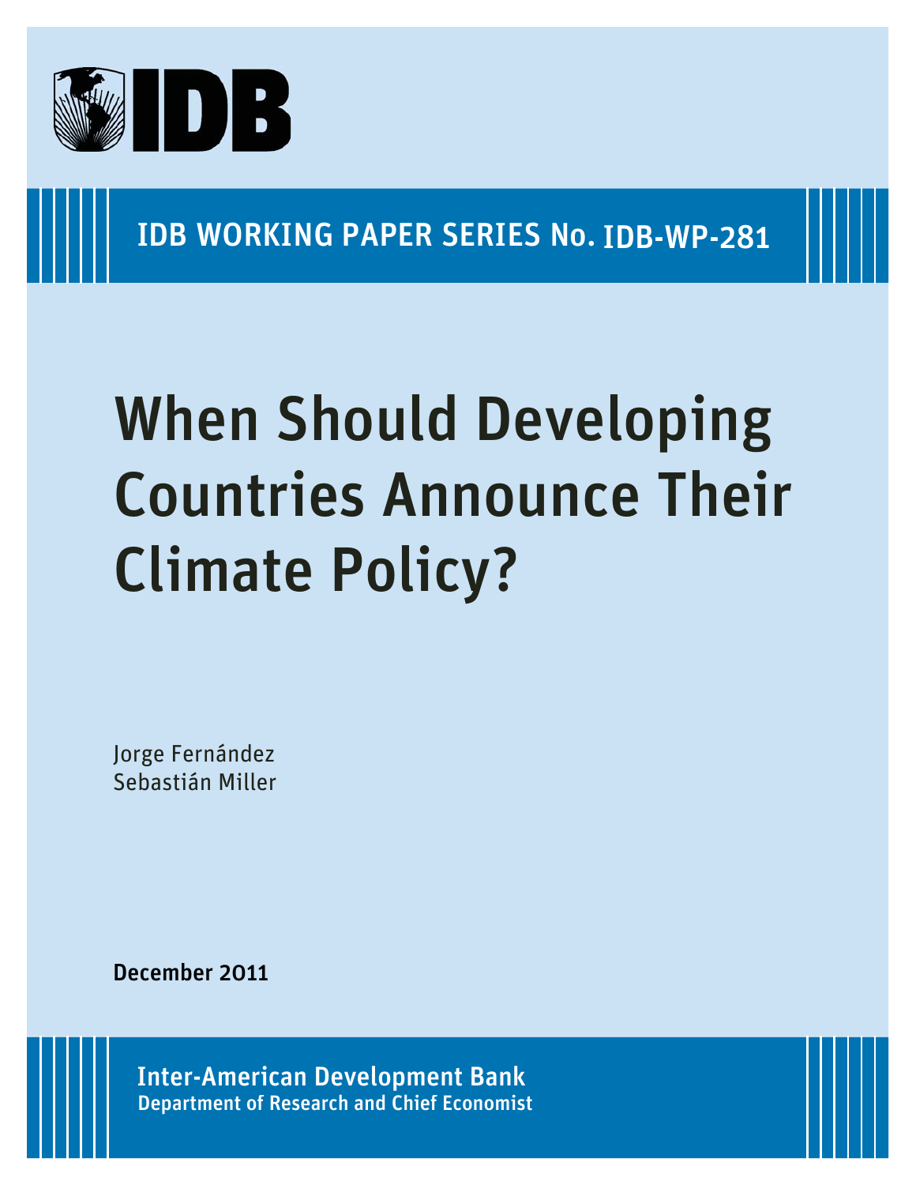IDB

IDB WORKING PAPER SERIES No. IDB-WP-281

# When Should Developing Countries Announce Their Climate Policy?

Jorge Fernández
Sebastián Miller

**December 2011**

**Inter-American Development Bank**
**Department of Research and Chief Economist**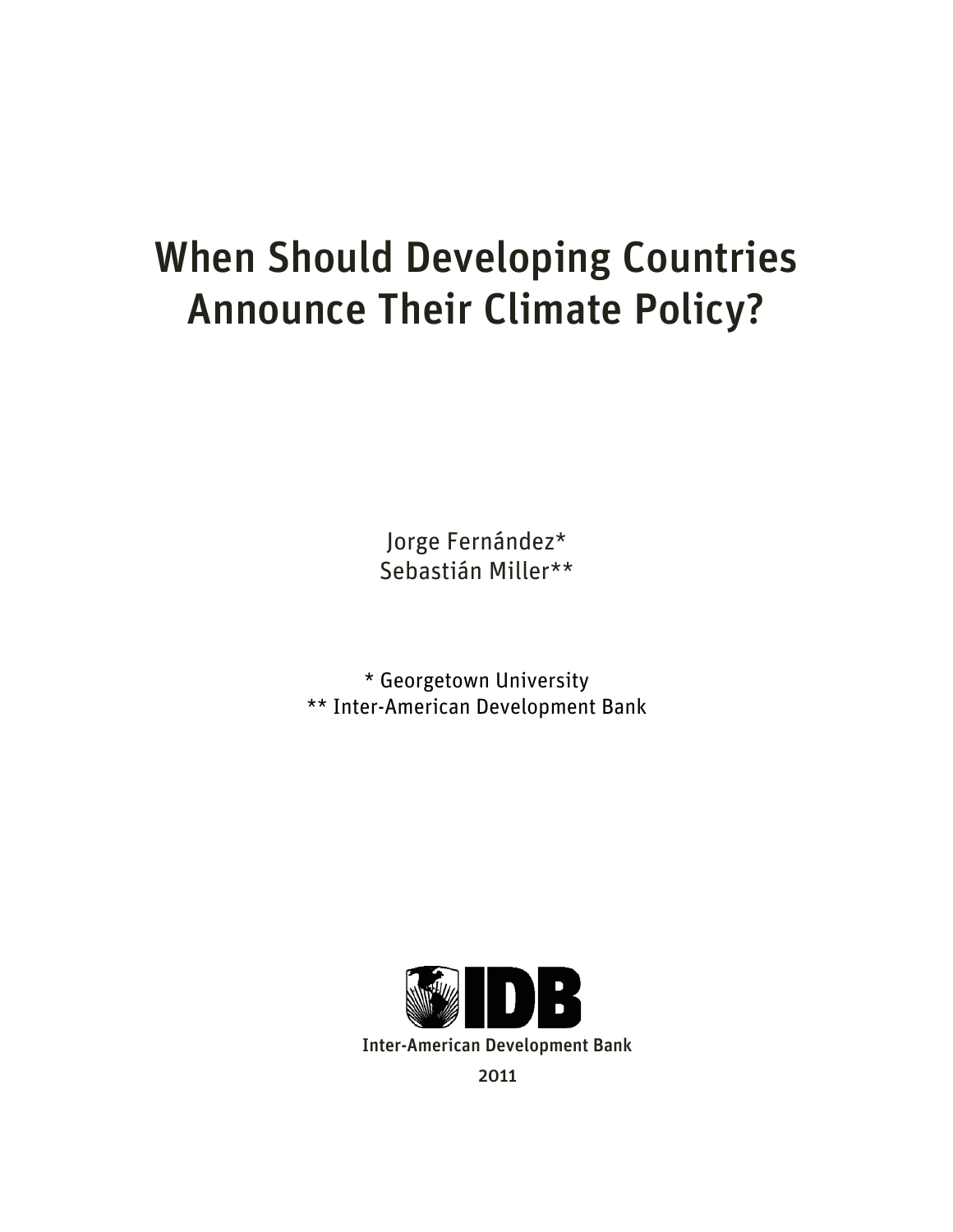# When Should Developing Countries Announce Their Climate Policy?

Jorge Fernández*
Sebastián Miller**

* Georgetown University
** Inter-American Development Bank

Inter-American Development Bank

2011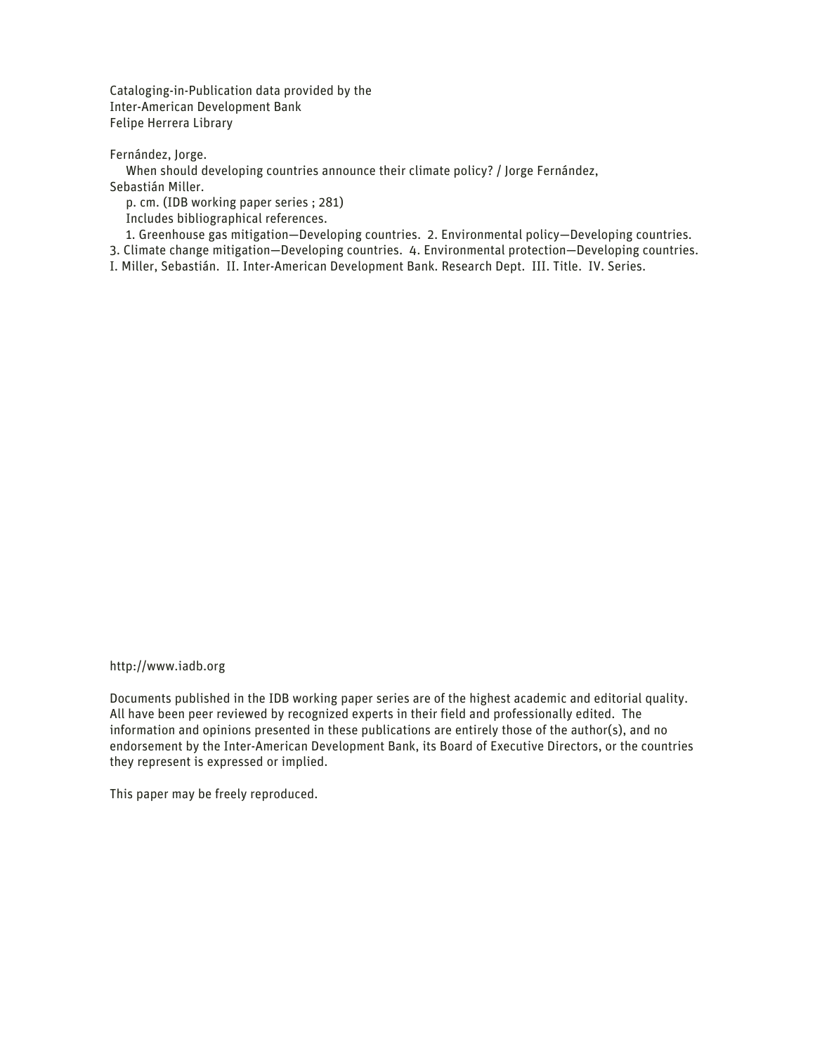Cataloging-in-Publication data provided by the
Inter-American Development Bank
Felipe Herrera Library

Fernández, Jorge.

When should developing countries announce their climate policy? / Jorge Fernández, Sebastián Miller.

p. cm. (IDB working paper series ; 281)

Includes bibliographical references.

1. Greenhouse gas mitigation—Developing countries. 2. Environmental policy—Developing countries. 3. Climate change mitigation—Developing countries. 4. Environmental protection—Developing countries. I. Miller, Sebastián. II. Inter-American Development Bank. Research Dept. III. Title. IV. Series.

http://www.iadb.org

Documents published in the IDB working paper series are of the highest academic and editorial quality. All have been peer reviewed by recognized experts in their field and professionally edited. The information and opinions presented in these publications are entirely those of the author(s), and no endorsement by the Inter-American Development Bank, its Board of Executive Directors, or the countries they represent is expressed or implied.

This paper may be freely reproduced.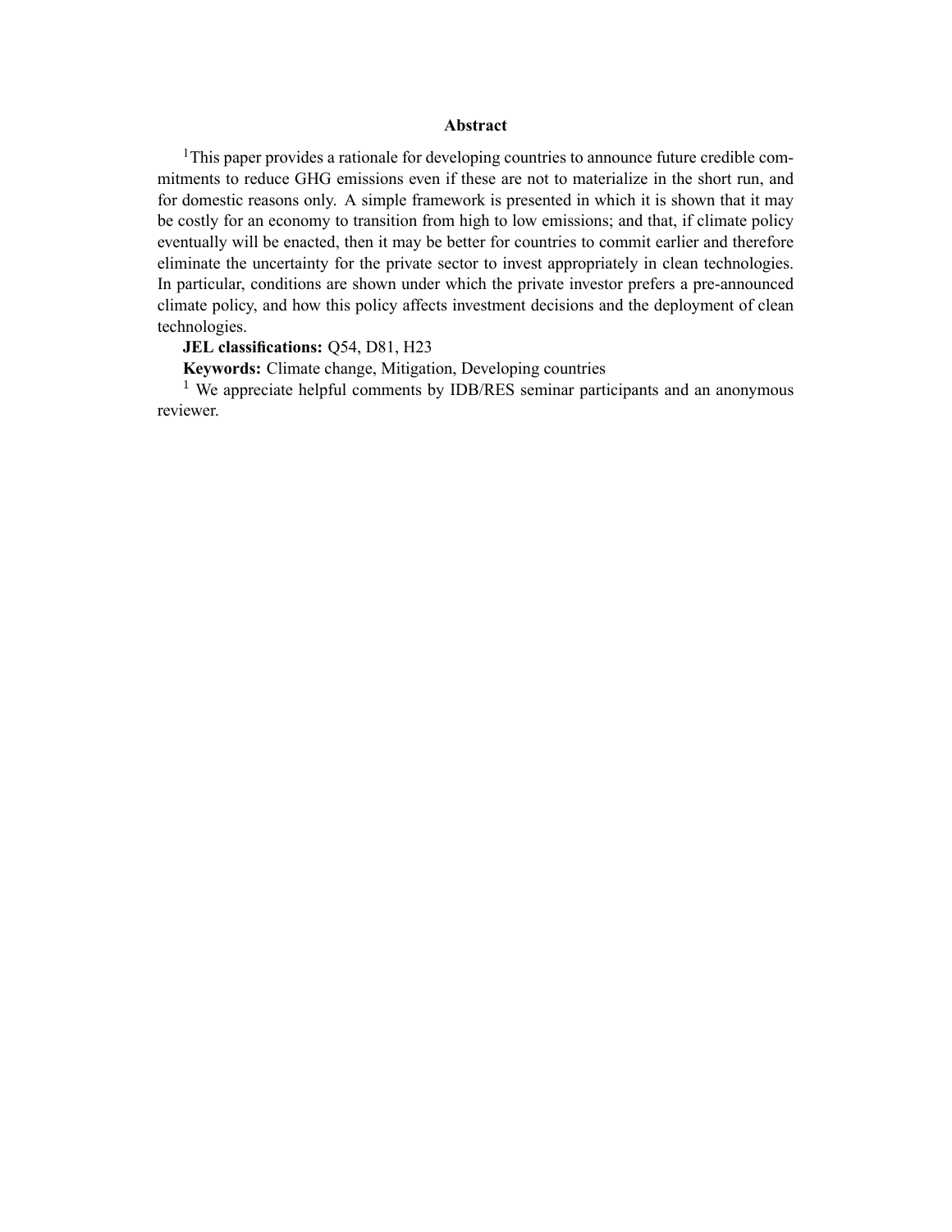### Abstract

[1]This paper provides a rationale for developing countries to announce future credible commitments to reduce GHG emissions even if these are not to materialize in the short run, and for domestic reasons only. A simple framework is presented in which it is shown that it may be costly for an economy to transition from high to low emissions; and that, if climate policy eventually will be enacted, then it may be better for countries to commit earlier and therefore eliminate the uncertainty for the private sector to invest appropriately in clean technologies. In particular, conditions are shown under which the private investor prefers a pre-announced climate policy, and how this policy affects investment decisions and the deployment of clean technologies.

**JEL classifications:** Q54, D81, H23

**Keywords:** Climate change, Mitigation, Developing countries

[1] We appreciate helpful comments by IDB/RES seminar participants and an anonymous reviewer.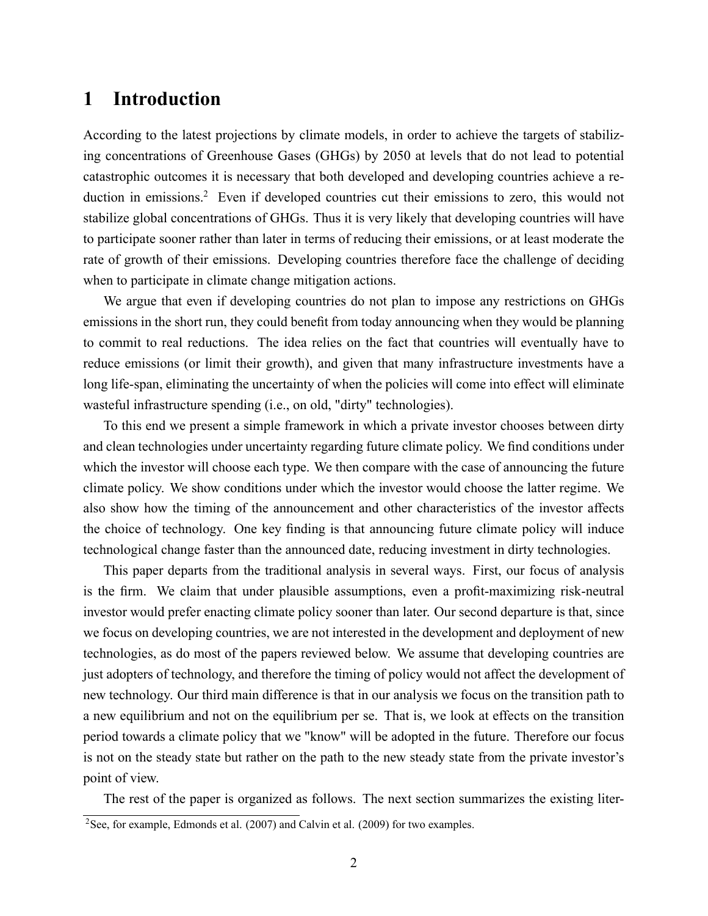# 1 Introduction

According to the latest projections by climate models, in order to achieve the targets of stabilizing concentrations of Greenhouse Gases (GHGs) by 2050 at levels that do not lead to potential catastrophic outcomes it is necessary that both developed and developing countries achieve a reduction in emissions.[2] Even if developed countries cut their emissions to zero, this would not stabilize global concentrations of GHGs. Thus it is very likely that developing countries will have to participate sooner rather than later in terms of reducing their emissions, or at least moderate the rate of growth of their emissions. Developing countries therefore face the challenge of deciding when to participate in climate change mitigation actions.

We argue that even if developing countries do not plan to impose any restrictions on GHGs emissions in the short run, they could benefit from today announcing when they would be planning to commit to real reductions. The idea relies on the fact that countries will eventually have to reduce emissions (or limit their growth), and given that many infrastructure investments have a long life-span, eliminating the uncertainty of when the policies will come into effect will eliminate wasteful infrastructure spending (i.e., on old, "dirty" technologies).

To this end we present a simple framework in which a private investor chooses between dirty and clean technologies under uncertainty regarding future climate policy. We find conditions under which the investor will choose each type. We then compare with the case of announcing the future climate policy. We show conditions under which the investor would choose the latter regime. We also show how the timing of the announcement and other characteristics of the investor affects the choice of technology. One key finding is that announcing future climate policy will induce technological change faster than the announced date, reducing investment in dirty technologies.

This paper departs from the traditional analysis in several ways. First, our focus of analysis is the firm. We claim that under plausible assumptions, even a profit-maximizing risk-neutral investor would prefer enacting climate policy sooner than later. Our second departure is that, since we focus on developing countries, we are not interested in the development and deployment of new technologies, as do most of the papers reviewed below. We assume that developing countries are just adopters of technology, and therefore the timing of policy would not affect the development of new technology. Our third main difference is that in our analysis we focus on the transition path to a new equilibrium and not on the equilibrium per se. That is, we look at effects on the transition period towards a climate policy that we "know" will be adopted in the future. Therefore our focus is not on the steady state but rather on the path to the new steady state from the private investor's point of view.

The rest of the paper is organized as follows. The next section summarizes the existing liter-

[2] See, for example, Edmonds et al. (2007) and Calvin et al. (2009) for two examples.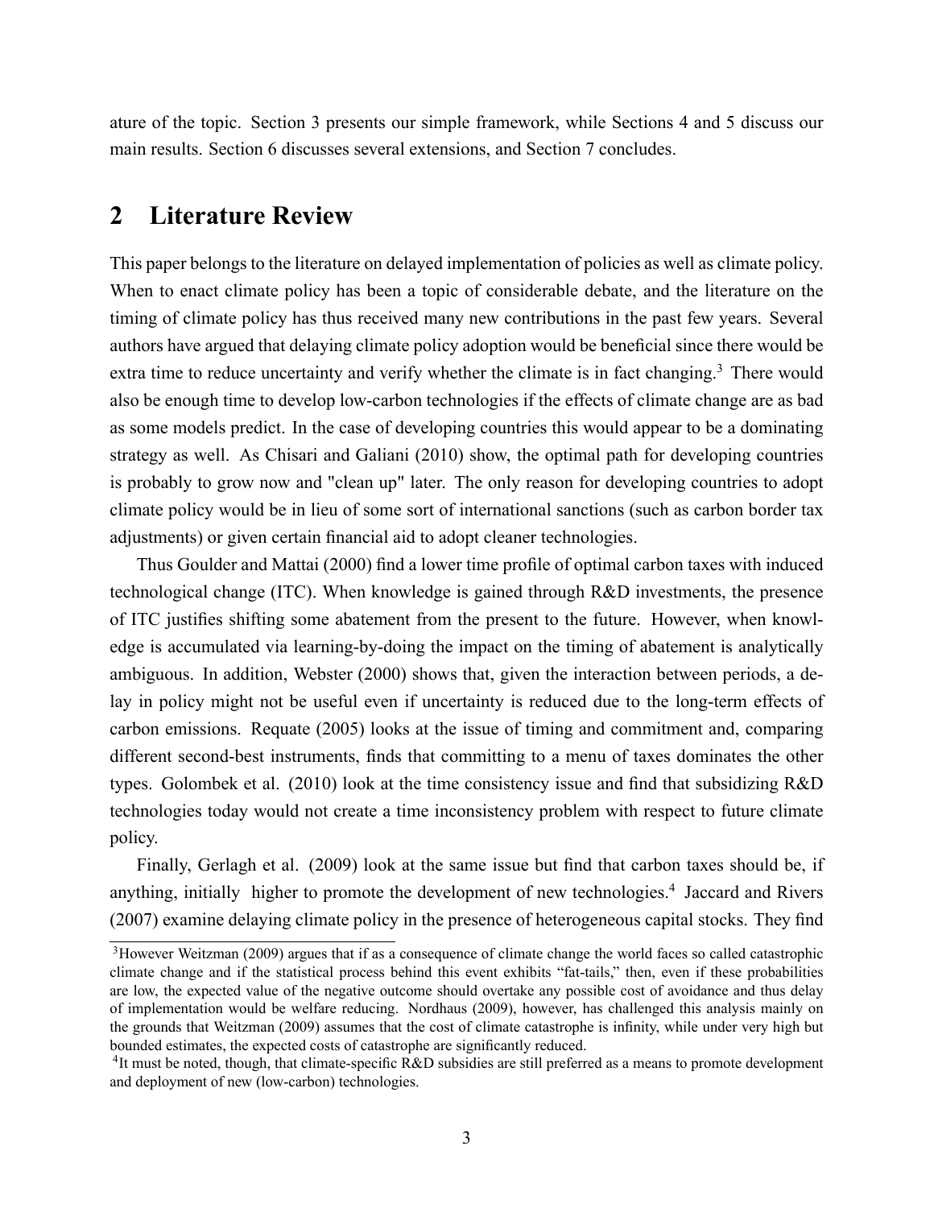ature of the topic. Section 3 presents our simple framework, while Sections 4 and 5 discuss our main results. Section 6 discusses several extensions, and Section 7 concludes.

## 2 Literature Review

This paper belongs to the literature on delayed implementation of policies as well as climate policy. When to enact climate policy has been a topic of considerable debate, and the literature on the timing of climate policy has thus received many new contributions in the past few years. Several authors have argued that delaying climate policy adoption would be beneficial since there would be extra time to reduce uncertainty and verify whether the climate is in fact changing.[3] There would also be enough time to develop low-carbon technologies if the effects of climate change are as bad as some models predict. In the case of developing countries this would appear to be a dominating strategy as well. As Chisari and Galiani (2010) show, the optimal path for developing countries is probably to grow now and "clean up" later. The only reason for developing countries to adopt climate policy would be in lieu of some sort of international sanctions (such as carbon border tax adjustments) or given certain financial aid to adopt cleaner technologies.

Thus Goulder and Mattai (2000) find a lower time profile of optimal carbon taxes with induced technological change (ITC). When knowledge is gained through R&D investments, the presence of ITC justifies shifting some abatement from the present to the future. However, when knowledge is accumulated via learning-by-doing the impact on the timing of abatement is analytically ambiguous. In addition, Webster (2000) shows that, given the interaction between periods, a delay in policy might not be useful even if uncertainty is reduced due to the long-term effects of carbon emissions. Requate (2005) looks at the issue of timing and commitment and, comparing different second-best instruments, finds that committing to a menu of taxes dominates the other types. Golombek et al. (2010) look at the time consistency issue and find that subsidizing R&D technologies today would not create a time inconsistency problem with respect to future climate policy.

Finally, Gerlagh et al. (2009) look at the same issue but find that carbon taxes should be, if anything, initially higher to promote the development of new technologies.[4] Jaccard and Rivers (2007) examine delaying climate policy in the presence of heterogeneous capital stocks. They find

[3] However Weitzman (2009) argues that if as a consequence of climate change the world faces so called catastrophic climate change and if the statistical process behind this event exhibits "fat-tails," then, even if these probabilities are low, the expected value of the negative outcome should overtake any possible cost of avoidance and thus delay of implementation would be welfare reducing. Nordhaus (2009), however, has challenged this analysis mainly on the grounds that Weitzman (2009) assumes that the cost of climate catastrophe is infinity, while under very high but bounded estimates, the expected costs of catastrophe are significantly reduced.

[4] It must be noted, though, that climate-specific R&D subsidies are still preferred as a means to promote development and deployment of new (low-carbon) technologies.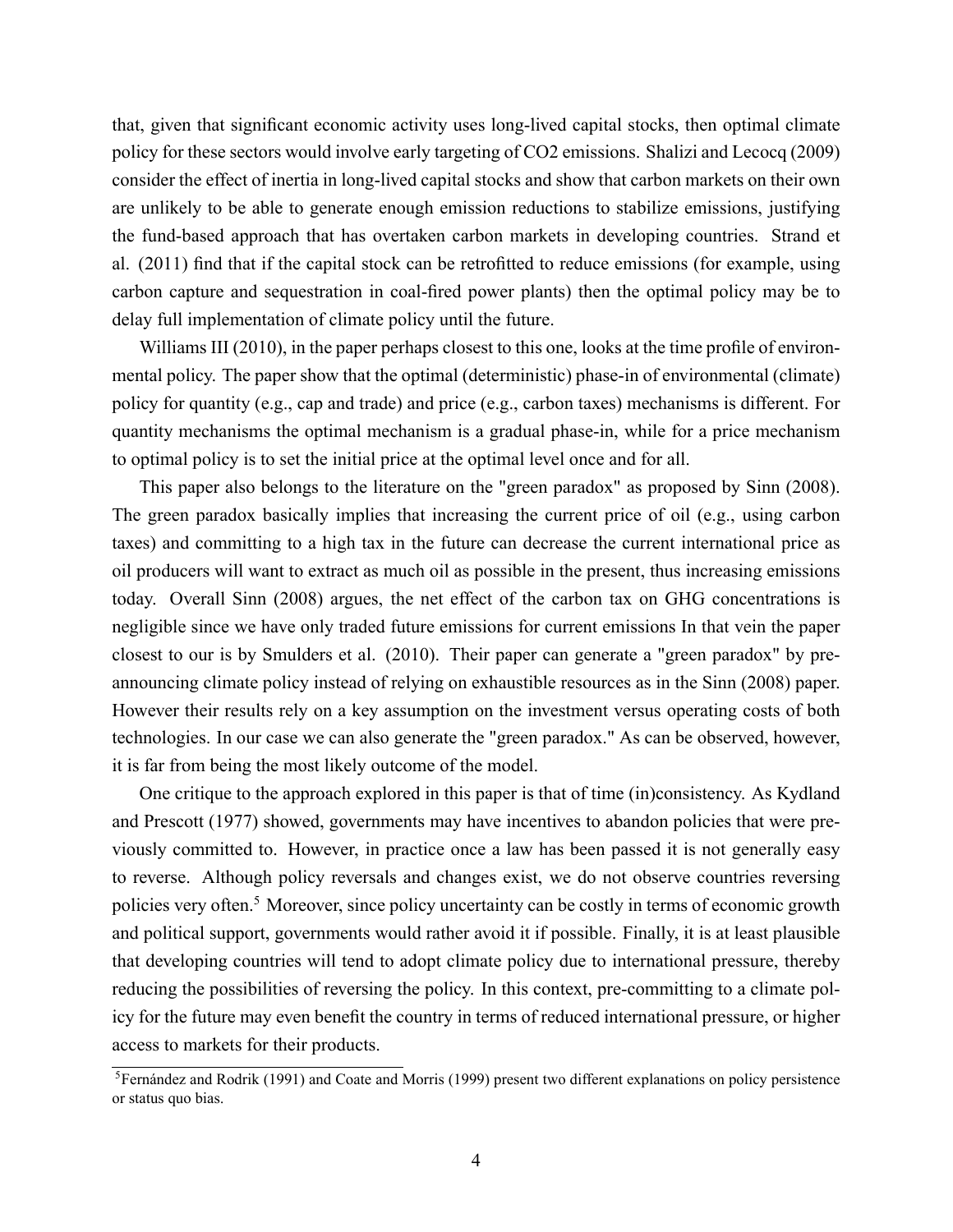that, given that significant economic activity uses long-lived capital stocks, then optimal climate policy for these sectors would involve early targeting of CO2 emissions. Shalizi and Lecocq (2009) consider the effect of inertia in long-lived capital stocks and show that carbon markets on their own are unlikely to be able to generate enough emission reductions to stabilize emissions, justifying the fund-based approach that has overtaken carbon markets in developing countries. Strand et al. (2011) find that if the capital stock can be retrofitted to reduce emissions (for example, using carbon capture and sequestration in coal-fired power plants) then the optimal policy may be to delay full implementation of climate policy until the future.

Williams III (2010), in the paper perhaps closest to this one, looks at the time profile of environmental policy. The paper show that the optimal (deterministic) phase-in of environmental (climate) policy for quantity (e.g., cap and trade) and price (e.g., carbon taxes) mechanisms is different. For quantity mechanisms the optimal mechanism is a gradual phase-in, while for a price mechanism to optimal policy is to set the initial price at the optimal level once and for all.

This paper also belongs to the literature on the "green paradox" as proposed by Sinn (2008). The green paradox basically implies that increasing the current price of oil (e.g., using carbon taxes) and committing to a high tax in the future can decrease the current international price as oil producers will want to extract as much oil as possible in the present, thus increasing emissions today. Overall Sinn (2008) argues, the net effect of the carbon tax on GHG concentrations is negligible since we have only traded future emissions for current emissions In that vein the paper closest to our is by Smulders et al. (2010). Their paper can generate a "green paradox" by pre-announcing climate policy instead of relying on exhaustible resources as in the Sinn (2008) paper. However their results rely on a key assumption on the investment versus operating costs of both technologies. In our case we can also generate the "green paradox." As can be observed, however, it is far from being the most likely outcome of the model.

One critique to the approach explored in this paper is that of time (in)consistency. As Kydland and Prescott (1977) showed, governments may have incentives to abandon policies that were previously committed to. However, in practice once a law has been passed it is not generally easy to reverse. Although policy reversals and changes exist, we do not observe countries reversing policies very often.[5] Moreover, since policy uncertainty can be costly in terms of economic growth and political support, governments would rather avoid it if possible. Finally, it is at least plausible that developing countries will tend to adopt climate policy due to international pressure, thereby reducing the possibilities of reversing the policy. In this context, pre-committing to a climate policy for the future may even benefit the country in terms of reduced international pressure, or higher access to markets for their products.

[5] Fernández and Rodrik (1991) and Coate and Morris (1999) present two different explanations on policy persistence or status quo bias.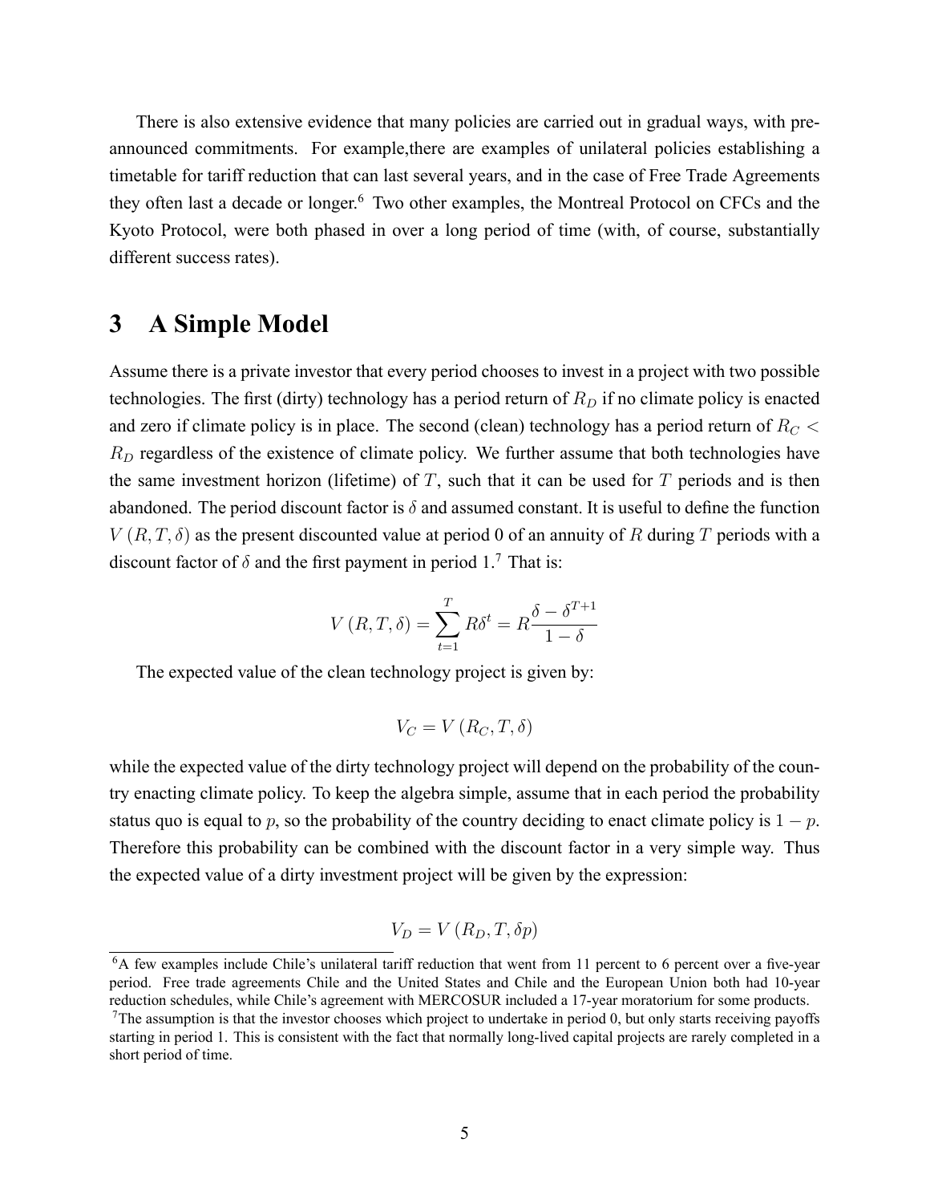There is also extensive evidence that many policies are carried out in gradual ways, with pre-announced commitments. For example,there are examples of unilateral policies establishing a timetable for tariff reduction that can last several years, and in the case of Free Trade Agreements they often last a decade or longer.[6] Two other examples, the Montreal Protocol on CFCs and the Kyoto Protocol, were both phased in over a long period of time (with, of course, substantially different success rates).

# 3 A Simple Model

Assume there is a private investor that every period chooses to invest in a project with two possible technologies. The first (dirty) technology has a period return of $R_D$ if no climate policy is enacted and zero if climate policy is in place. The second (clean) technology has a period return of $R_C < R_D$ regardless of the existence of climate policy. We further assume that both technologies have the same investment horizon (lifetime) of $T$, such that it can be used for $T$ periods and is then abandoned. The period discount factor is $\delta$ and assumed constant. It is useful to define the function $V(R, T, \delta)$ as the present discounted value at period 0 of an annuity of $R$ during $T$ periods with a discount factor of $\delta$ and the first payment in period 1.[7] That is:

$$V(R, T, \delta) = \sum_{t=1}^{T} R\delta^t = R\frac{\delta - \delta^{T+1}}{1 - \delta}$$

The expected value of the clean technology project is given by:

$$V_C = V(R_C, T, \delta)$$

while the expected value of the dirty technology project will depend on the probability of the country enacting climate policy. To keep the algebra simple, assume that in each period the probability status quo is equal to $p$, so the probability of the country deciding to enact climate policy is $1 - p$. Therefore this probability can be combined with the discount factor in a very simple way. Thus the expected value of a dirty investment project will be given by the expression:

$$V_D = V(R_D, T, \delta p)$$

---

[6] A few examples include Chile's unilateral tariff reduction that went from 11 percent to 6 percent over a five-year period. Free trade agreements Chile and the United States and Chile and the European Union both had 10-year reduction schedules, while Chile's agreement with MERCOSUR included a 17-year moratorium for some products.

[7] The assumption is that the investor chooses which project to undertake in period 0, but only starts receiving payoffs starting in period 1. This is consistent with the fact that normally long-lived capital projects are rarely completed in a short period of time.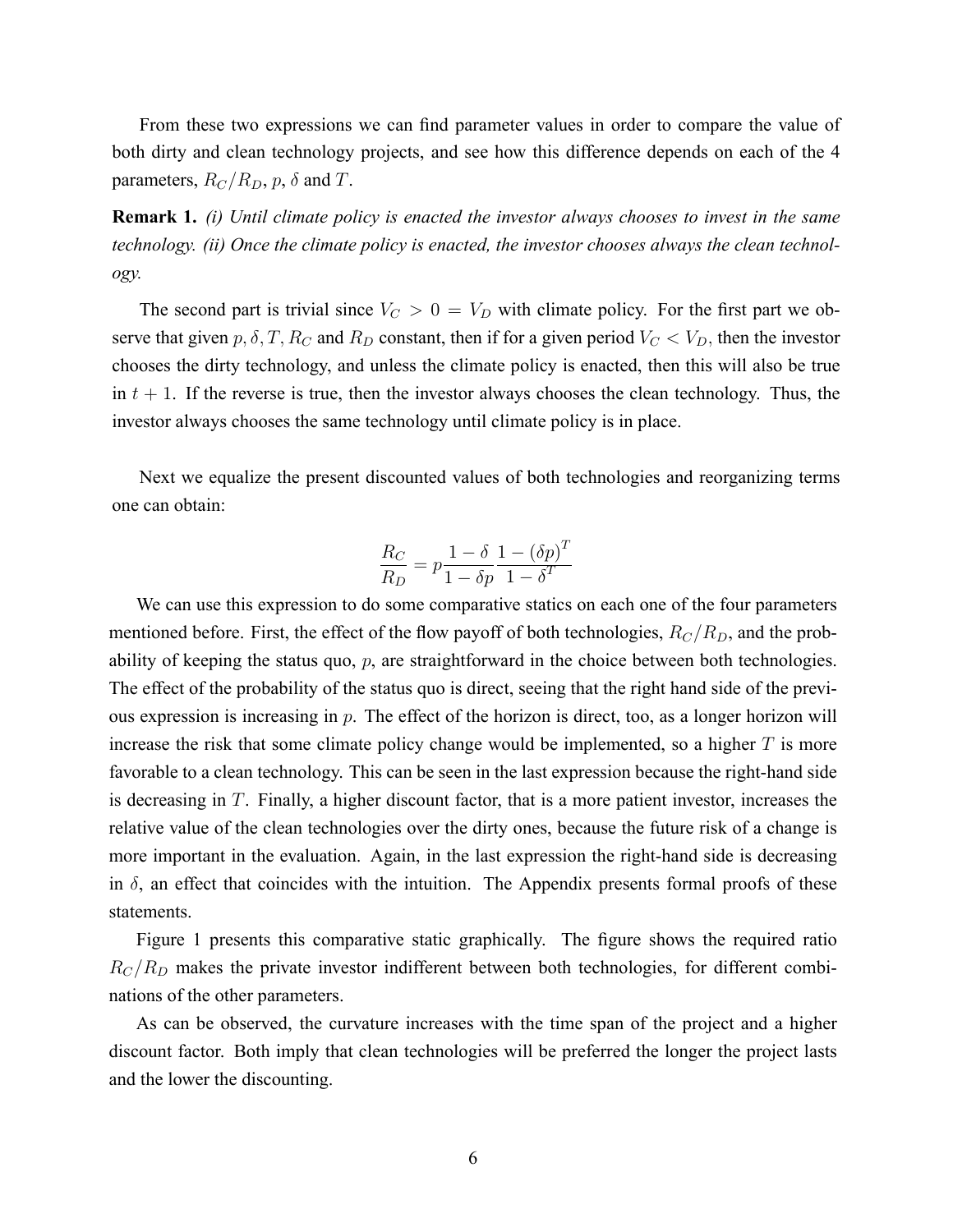From these two expressions we can find parameter values in order to compare the value of both dirty and clean technology projects, and see how this difference depends on each of the 4 parameters, $R_C/R_D$, $p$, $\delta$ and $T$.

**Remark 1.** *(i) Until climate policy is enacted the investor always chooses to invest in the same technology. (ii) Once the climate policy is enacted, the investor chooses always the clean technology.*

The second part is trivial since $V_C > 0 = V_D$ with climate policy. For the first part we observe that given $p, \delta, T, R_C$ and $R_D$ constant, then if for a given period $V_C < V_D$, then the investor chooses the dirty technology, and unless the climate policy is enacted, then this will also be true in $t+1$. If the reverse is true, then the investor always chooses the clean technology. Thus, the investor always chooses the same technology until climate policy is in place.

Next we equalize the present discounted values of both technologies and reorganizing terms one can obtain:

$$\frac{R_C}{R_D} = p\frac{1-\delta}{1-\delta p}\frac{1-(\delta p)^T}{1-\delta^T}$$

We can use this expression to do some comparative statics on each one of the four parameters mentioned before. First, the effect of the flow payoff of both technologies, $R_C/R_D$, and the probability of keeping the status quo, $p$, are straightforward in the choice between both technologies. The effect of the probability of the status quo is direct, seeing that the right hand side of the previous expression is increasing in $p$. The effect of the horizon is direct, too, as a longer horizon will increase the risk that some climate policy change would be implemented, so a higher $T$ is more favorable to a clean technology. This can be seen in the last expression because the right-hand side is decreasing in $T$. Finally, a higher discount factor, that is a more patient investor, increases the relative value of the clean technologies over the dirty ones, because the future risk of a change is more important in the evaluation. Again, in the last expression the right-hand side is decreasing in $\delta$, an effect that coincides with the intuition. The Appendix presents formal proofs of these statements.

Figure 1 presents this comparative static graphically. The figure shows the required ratio $R_C/R_D$ makes the private investor indifferent between both technologies, for different combinations of the other parameters.

As can be observed, the curvature increases with the time span of the project and a higher discount factor. Both imply that clean technologies will be preferred the longer the project lasts and the lower the discounting.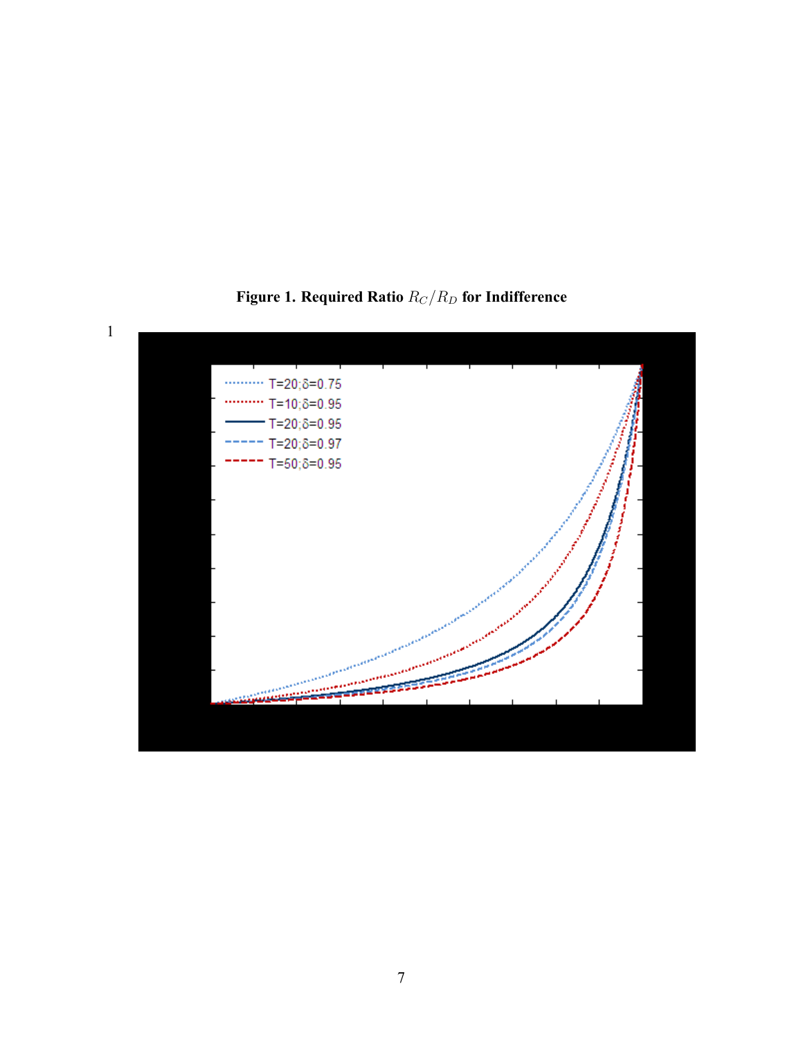**Figure 1. Required Ratio $R_C/R_D$ for Indifference**

1

T=20;δ=0.75
T=10;δ=0.95
T=20;δ=0.95
T=20;δ=0.97
T=50;δ=0.95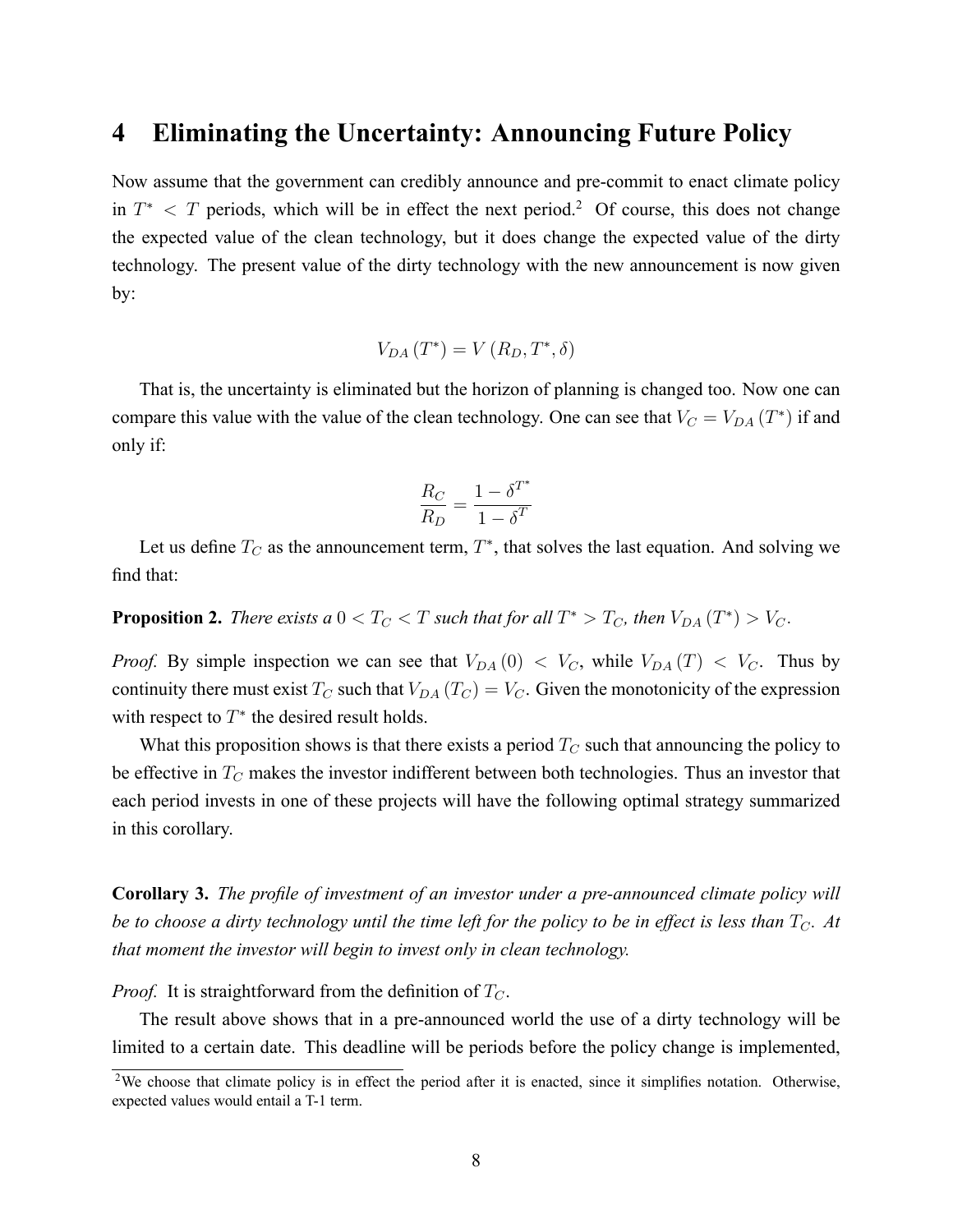## 4 Eliminating the Uncertainty: Announcing Future Policy

Now assume that the government can credibly announce and pre-commit to enact climate policy in $T^* < T$ periods, which will be in effect the next period.[2] Of course, this does not change the expected value of the clean technology, but it does change the expected value of the dirty technology. The present value of the dirty technology with the new announcement is now given by:

$$V_{DA}(T^*) = V(R_D, T^*, \delta)$$

That is, the uncertainty is eliminated but the horizon of planning is changed too. Now one can compare this value with the value of the clean technology. One can see that $V_C = V_{DA}(T^*)$ if and only if:

$$\frac{R_C}{R_D} = \frac{1 - \delta^{T^*}}{1 - \delta^T}$$

Let us define $T_C$ as the announcement term, $T^*$, that solves the last equation. And solving we find that:

**Proposition 2.** *There exists a $0 < T_C < T$ such that for all $T^* > T_C$, then $V_{DA}(T^*) > V_C$.*

*Proof.* By simple inspection we can see that $V_{DA}(0) < V_C$, while $V_{DA}(T) < V_C$. Thus by continuity there must exist $T_C$ such that $V_{DA}(T_C) = V_C$. Given the monotonicity of the expression with respect to $T^*$ the desired result holds.

What this proposition shows is that there exists a period $T_C$ such that announcing the policy to be effective in $T_C$ makes the investor indifferent between both technologies. Thus an investor that each period invests in one of these projects will have the following optimal strategy summarized in this corollary.

**Corollary 3.** *The profile of investment of an investor under a pre-announced climate policy will be to choose a dirty technology until the time left for the policy to be in effect is less than $T_C$. At that moment the investor will begin to invest only in clean technology.*

*Proof.* It is straightforward from the definition of $T_C$.

The result above shows that in a pre-announced world the use of a dirty technology will be limited to a certain date. This deadline will be periods before the policy change is implemented,

[2] We choose that climate policy is in effect the period after it is enacted, since it simplifies notation. Otherwise, expected values would entail a T-1 term.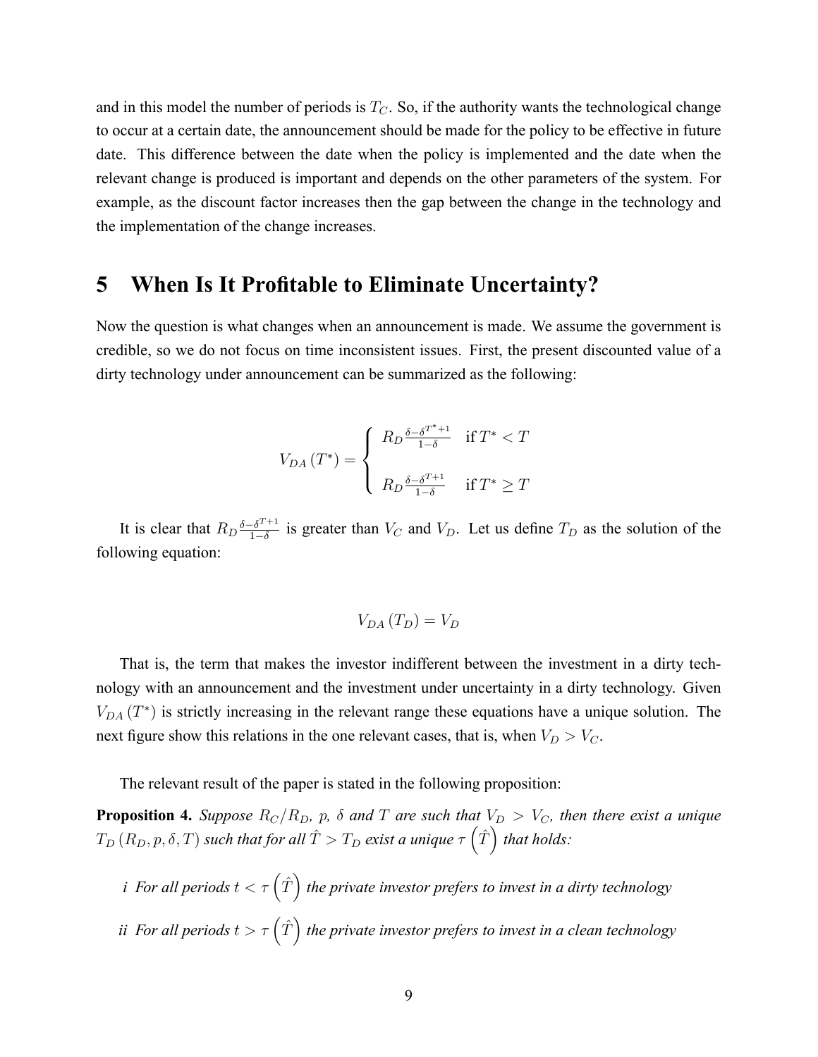and in this model the number of periods is $T_C$. So, if the authority wants the technological change to occur at a certain date, the announcement should be made for the policy to be effective in future date. This difference between the date when the policy is implemented and the date when the relevant change is produced is important and depends on the other parameters of the system. For example, as the discount factor increases then the gap between the change in the technology and the implementation of the change increases.

## 5 When Is It Profitable to Eliminate Uncertainty?

Now the question is what changes when an announcement is made. We assume the government is credible, so we do not focus on time inconsistent issues. First, the present discounted value of a dirty technology under announcement can be summarized as the following:

$$V_{DA}\left(T^{*}\right)=\begin{cases} R_D\frac{\delta-\delta^{T^{*}+1}}{1-\delta} & \text{if } T^{*}<T \\ \\ R_D\frac{\delta-\delta^{T+1}}{1-\delta} & \text{if } T^{*}\geq T \end{cases}$$

It is clear that $R_D\frac{\delta-\delta^{T+1}}{1-\delta}$ is greater than $V_C$ and $V_D$. Let us define $T_D$ as the solution of the following equation:

$$V_{DA}\left(T_D\right)=V_D$$

That is, the term that makes the investor indifferent between the investment in a dirty technology with an announcement and the investment under uncertainty in a dirty technology. Given $V_{DA}\left(T^{*}\right)$ is strictly increasing in the relevant range these equations have a unique solution. The next figure show this relations in the one relevant cases, that is, when $V_D > V_C$.

The relevant result of the paper is stated in the following proposition:

**Proposition 4.** *Suppose $R_C/R_D$, $p$, $\delta$ and $T$ are such that $V_D > V_C$, then there exist a unique $T_D\left(R_D, p, \delta, T\right)$ such that for all $\hat{T} > T_D$ exist a unique $\tau\left(\hat{T}\right)$ that holds:*

*i For all periods $t < \tau\left(\hat{T}\right)$ the private investor prefers to invest in a dirty technology*

*ii For all periods $t > \tau\left(\hat{T}\right)$ the private investor prefers to invest in a clean technology*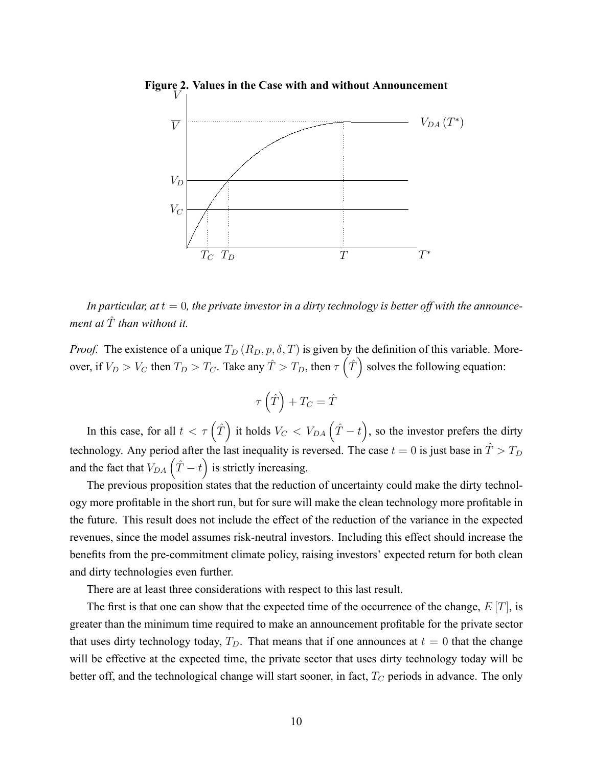**Figure 2. Values in the Case with and without Announcement**

*In particular, at $t = 0$, the private investor in a dirty technology is better off with the announcement at $\hat{T}$ than without it.*

*Proof.* The existence of a unique $T_D(R_D, p, \delta, T)$ is given by the definition of this variable. Moreover, if $V_D > V_C$ then $T_D > T_C$. Take any $\hat{T} > T_D$, then $\tau\left(\hat{T}\right)$ solves the following equation:

$$\tau\left(\hat{T}\right) + T_C = \hat{T}$$

In this case, for all $t < \tau\left(\hat{T}\right)$ it holds $V_C < V_{DA}\left(\hat{T} - t\right)$, so the investor prefers the dirty technology. Any period after the last inequality is reversed. The case $t = 0$ is just base in $\hat{T} > T_D$ and the fact that $V_{DA}\left(\hat{T} - t\right)$ is strictly increasing.

The previous proposition states that the reduction of uncertainty could make the dirty technology more profitable in the short run, but for sure will make the clean technology more profitable in the future. This result does not include the effect of the reduction of the variance in the expected revenues, since the model assumes risk-neutral investors. Including this effect should increase the benefits from the pre-commitment climate policy, raising investors' expected return for both clean and dirty technologies even further.

There are at least three considerations with respect to this last result.

The first is that one can show that the expected time of the occurrence of the change, $E[T]$, is greater than the minimum time required to make an announcement profitable for the private sector that uses dirty technology today, $T_D$. That means that if one announces at $t = 0$ that the change will be effective at the expected time, the private sector that uses dirty technology today will be better off, and the technological change will start sooner, in fact, $T_C$ periods in advance. The only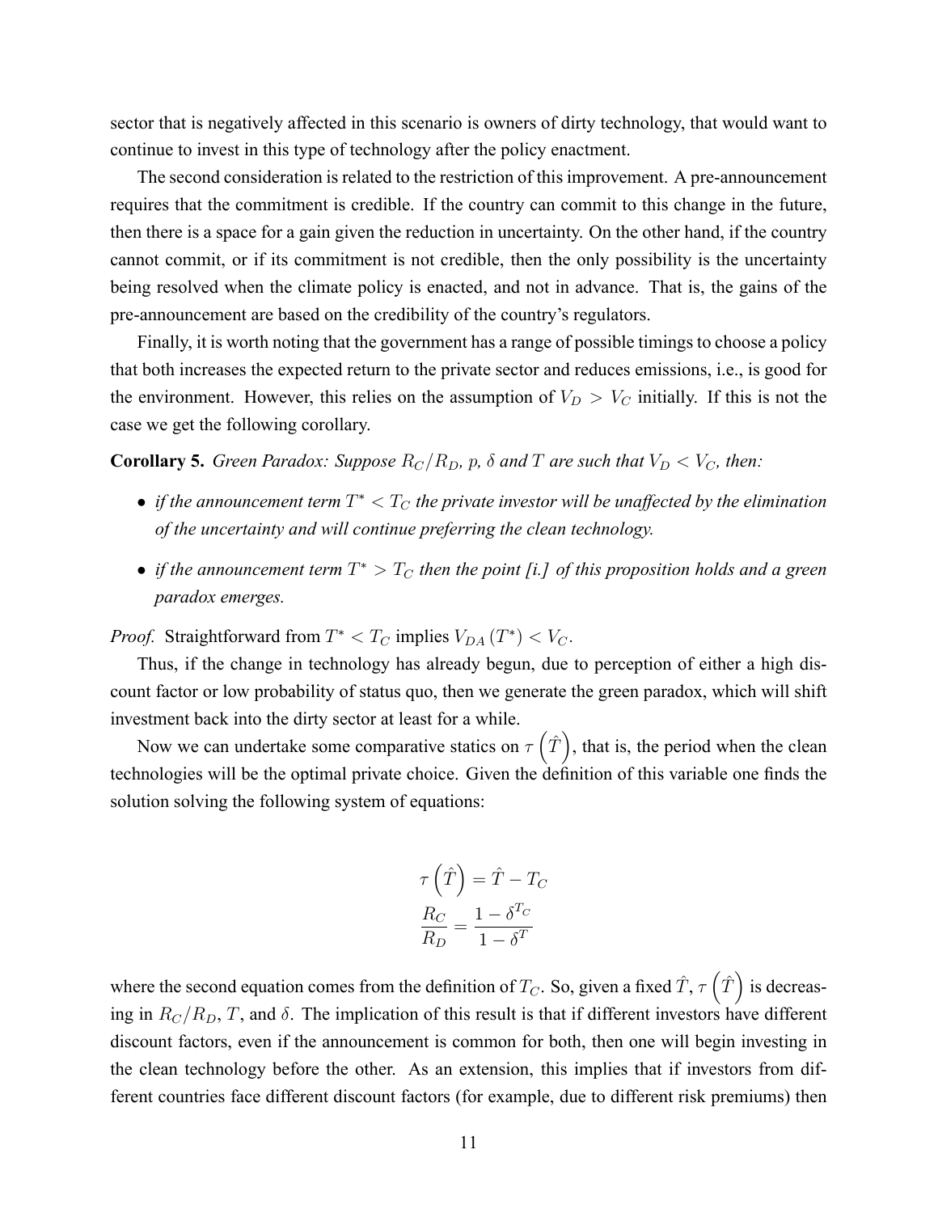sector that is negatively affected in this scenario is owners of dirty technology, that would want to continue to invest in this type of technology after the policy enactment.

The second consideration is related to the restriction of this improvement. A pre-announcement requires that the commitment is credible. If the country can commit to this change in the future, then there is a space for a gain given the reduction in uncertainty. On the other hand, if the country cannot commit, or if its commitment is not credible, then the only possibility is the uncertainty being resolved when the climate policy is enacted, and not in advance. That is, the gains of the pre-announcement are based on the credibility of the country's regulators.

Finally, it is worth noting that the government has a range of possible timings to choose a policy that both increases the expected return to the private sector and reduces emissions, i.e., is good for the environment. However, this relies on the assumption of $V_D > V_C$ initially. If this is not the case we get the following corollary.

**Corollary 5.** *Green Paradox: Suppose $R_C/R_D$, $p$, $\delta$ and $T$ are such that $V_D < V_C$, then:*

- *if the announcement term $T^* < T_C$ the private investor will be unaffected by the elimination of the uncertainty and will continue preferring the clean technology.*
- *if the announcement term $T^* > T_C$ then the point [i.] of this proposition holds and a green paradox emerges.*

*Proof.* Straightforward from $T^* < T_C$ implies $V_{DA}(T^*) < V_C$.

Thus, if the change in technology has already begun, due to perception of either a high discount factor or low probability of status quo, then we generate the green paradox, which will shift investment back into the dirty sector at least for a while.

Now we can undertake some comparative statics on $\tau\left(\hat{T}\right)$, that is, the period when the clean technologies will be the optimal private choice. Given the definition of this variable one finds the solution solving the following system of equations:

$$
\tau\left(\hat{T}\right) = \hat{T} - T_C
$$

$$
\frac{R_C}{R_D} = \frac{1 - \delta^{T_C}}{1 - \delta^{T}}
$$

where the second equation comes from the definition of $T_C$. So, given a fixed $\hat{T}$, $\tau\left(\hat{T}\right)$ is decreasing in $R_C/R_D$, $T$, and $\delta$. The implication of this result is that if different investors have different discount factors, even if the announcement is common for both, then one will begin investing in the clean technology before the other. As an extension, this implies that if investors from different countries face different discount factors (for example, due to different risk premiums) then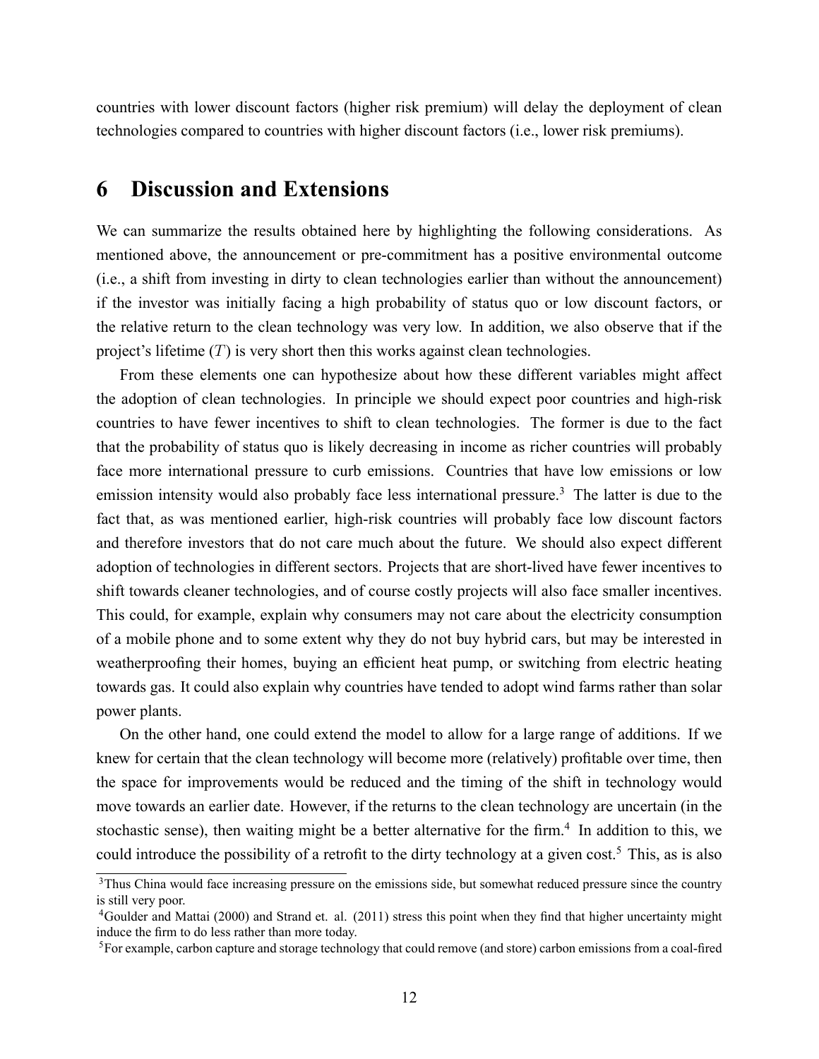countries with lower discount factors (higher risk premium) will delay the deployment of clean technologies compared to countries with higher discount factors (i.e., lower risk premiums).

## 6 Discussion and Extensions

We can summarize the results obtained here by highlighting the following considerations. As mentioned above, the announcement or pre-commitment has a positive environmental outcome (i.e., a shift from investing in dirty to clean technologies earlier than without the announcement) if the investor was initially facing a high probability of status quo or low discount factors, or the relative return to the clean technology was very low. In addition, we also observe that if the project's lifetime ($T$) is very short then this works against clean technologies.

From these elements one can hypothesize about how these different variables might affect the adoption of clean technologies. In principle we should expect poor countries and high-risk countries to have fewer incentives to shift to clean technologies. The former is due to the fact that the probability of status quo is likely decreasing in income as richer countries will probably face more international pressure to curb emissions. Countries that have low emissions or low emission intensity would also probably face less international pressure.[3] The latter is due to the fact that, as was mentioned earlier, high-risk countries will probably face low discount factors and therefore investors that do not care much about the future. We should also expect different adoption of technologies in different sectors. Projects that are short-lived have fewer incentives to shift towards cleaner technologies, and of course costly projects will also face smaller incentives. This could, for example, explain why consumers may not care about the electricity consumption of a mobile phone and to some extent why they do not buy hybrid cars, but may be interested in weatherproofing their homes, buying an efficient heat pump, or switching from electric heating towards gas. It could also explain why countries have tended to adopt wind farms rather than solar power plants.

On the other hand, one could extend the model to allow for a large range of additions. If we knew for certain that the clean technology will become more (relatively) profitable over time, then the space for improvements would be reduced and the timing of the shift in technology would move towards an earlier date. However, if the returns to the clean technology are uncertain (in the stochastic sense), then waiting might be a better alternative for the firm.[4] In addition to this, we could introduce the possibility of a retrofit to the dirty technology at a given cost.[5] This, as is also

[3]Thus China would face increasing pressure on the emissions side, but somewhat reduced pressure since the country is still very poor.

[4]Goulder and Mattai (2000) and Strand et. al. (2011) stress this point when they find that higher uncertainty might induce the firm to do less rather than more today.

[5]For example, carbon capture and storage technology that could remove (and store) carbon emissions from a coal-fired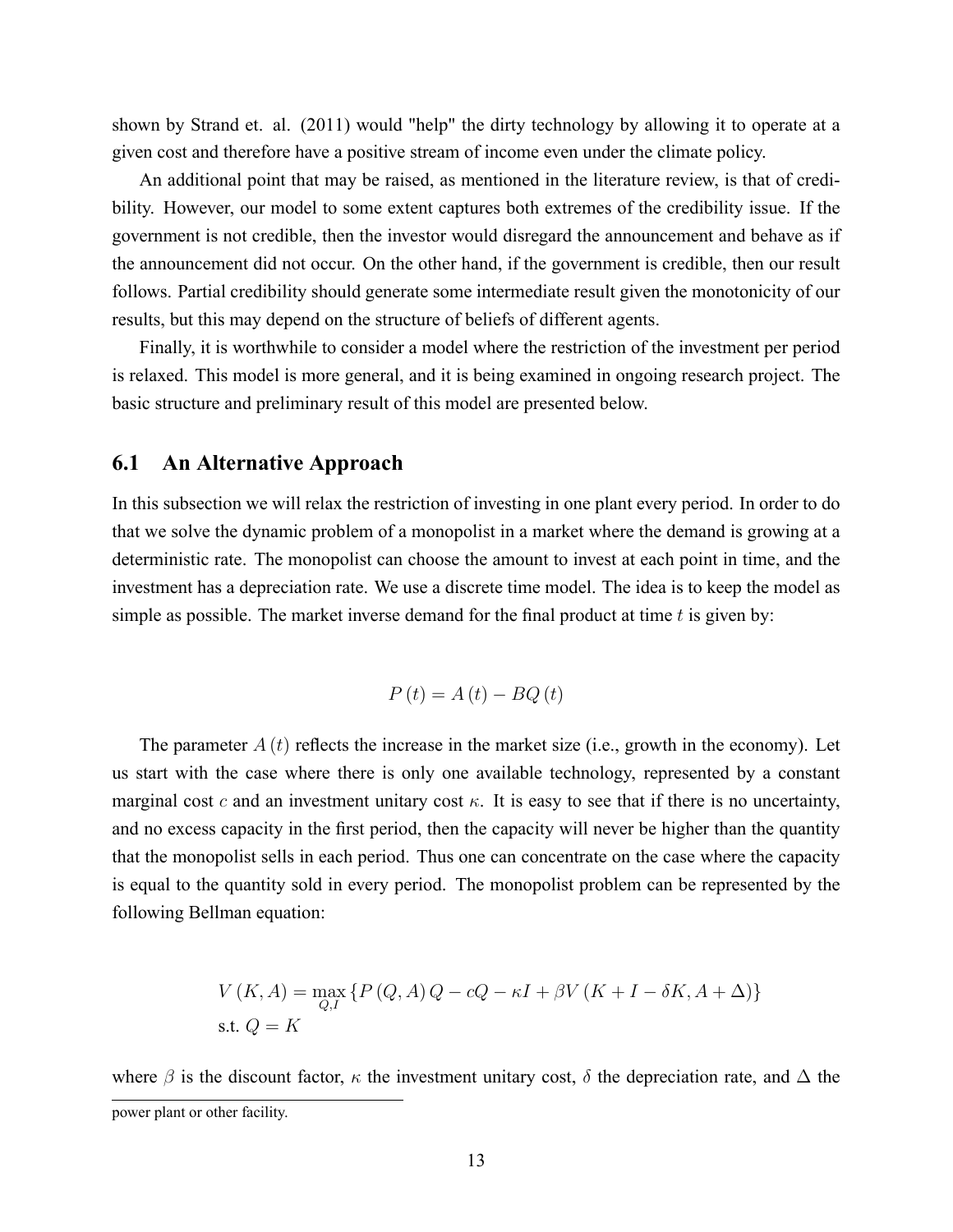shown by Strand et. al. (2011) would "help" the dirty technology by allowing it to operate at a given cost and therefore have a positive stream of income even under the climate policy.

An additional point that may be raised, as mentioned in the literature review, is that of credibility. However, our model to some extent captures both extremes of the credibility issue. If the government is not credible, then the investor would disregard the announcement and behave as if the announcement did not occur. On the other hand, if the government is credible, then our result follows. Partial credibility should generate some intermediate result given the monotonicity of our results, but this may depend on the structure of beliefs of different agents.

Finally, it is worthwhile to consider a model where the restriction of the investment per period is relaxed. This model is more general, and it is being examined in ongoing research project. The basic structure and preliminary result of this model are presented below.

## 6.1 An Alternative Approach

In this subsection we will relax the restriction of investing in one plant every period. In order to do that we solve the dynamic problem of a monopolist in a market where the demand is growing at a deterministic rate. The monopolist can choose the amount to invest at each point in time, and the investment has a depreciation rate. We use a discrete time model. The idea is to keep the model as simple as possible. The market inverse demand for the final product at time $t$ is given by:

$$P(t) = A(t) - BQ(t)$$

The parameter $A(t)$ reflects the increase in the market size (i.e., growth in the economy). Let us start with the case where there is only one available technology, represented by a constant marginal cost $c$ and an investment unitary cost $\kappa$. It is easy to see that if there is no uncertainty, and no excess capacity in the first period, then the capacity will never be higher than the quantity that the monopolist sells in each period. Thus one can concentrate on the case where the capacity is equal to the quantity sold in every period. The monopolist problem can be represented by the following Bellman equation:

$$\begin{aligned} V(K, A) &= \max_{Q,I} \{P(Q, A) Q - cQ - \kappa I + \beta V(K + I - \delta K, A + \Delta)\} \\ \text{s.t. } & Q = K \end{aligned}$$

where $\beta$ is the discount factor, $\kappa$ the investment unitary cost, $\delta$ the depreciation rate, and $\Delta$ the

power plant or other facility.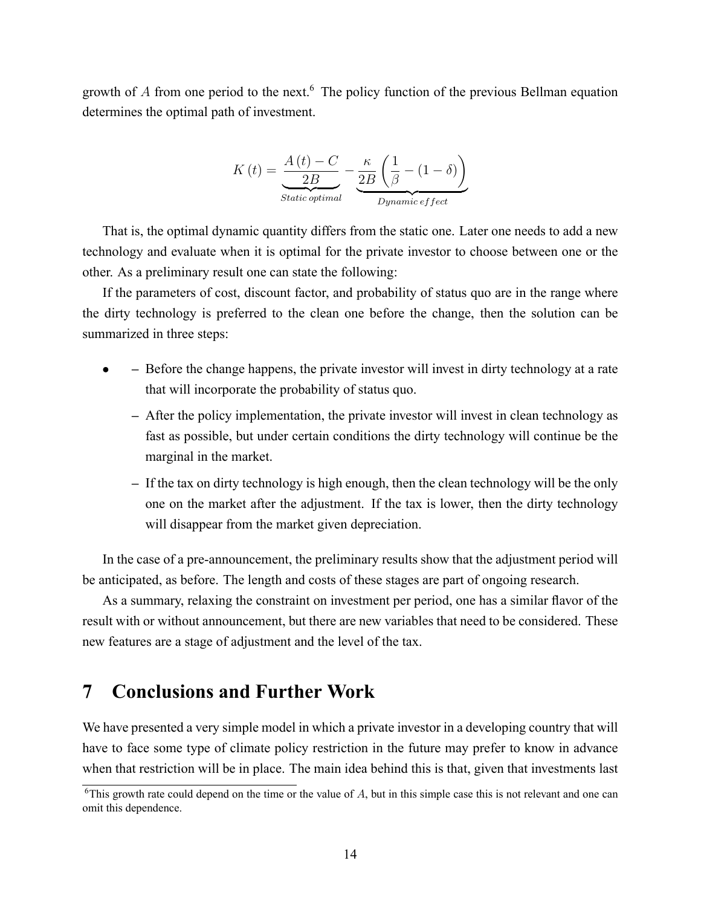growth of $A$ from one period to the next.[6] The policy function of the previous Bellman equation determines the optimal path of investment.

$$K(t) = \underbrace{\frac{A(t) - C}{2B}}_{Static\,optimal} - \underbrace{\frac{\kappa}{2B}\left(\frac{1}{\beta} - (1-\delta)\right)}_{Dynamic\,effect}$$

That is, the optimal dynamic quantity differs from the static one. Later one needs to add a new technology and evaluate when it is optimal for the private investor to choose between one or the other. As a preliminary result one can state the following:

If the parameters of cost, discount factor, and probability of status quo are in the range where the dirty technology is preferred to the clean one before the change, then the solution can be summarized in three steps:

- – Before the change happens, the private investor will invest in dirty technology at a rate that will incorporate the probability of status quo.
  – After the policy implementation, the private investor will invest in clean technology as fast as possible, but under certain conditions the dirty technology will continue be the marginal in the market.
  – If the tax on dirty technology is high enough, then the clean technology will be the only one on the market after the adjustment. If the tax is lower, then the dirty technology will disappear from the market given depreciation.

In the case of a pre-announcement, the preliminary results show that the adjustment period will be anticipated, as before. The length and costs of these stages are part of ongoing research.

As a summary, relaxing the constraint on investment per period, one has a similar flavor of the result with or without announcement, but there are new variables that need to be considered. These new features are a stage of adjustment and the level of the tax.

# 7 Conclusions and Further Work

We have presented a very simple model in which a private investor in a developing country that will have to face some type of climate policy restriction in the future may prefer to know in advance when that restriction will be in place. The main idea behind this is that, given that investments last

[6] This growth rate could depend on the time or the value of $A$, but in this simple case this is not relevant and one can omit this dependence.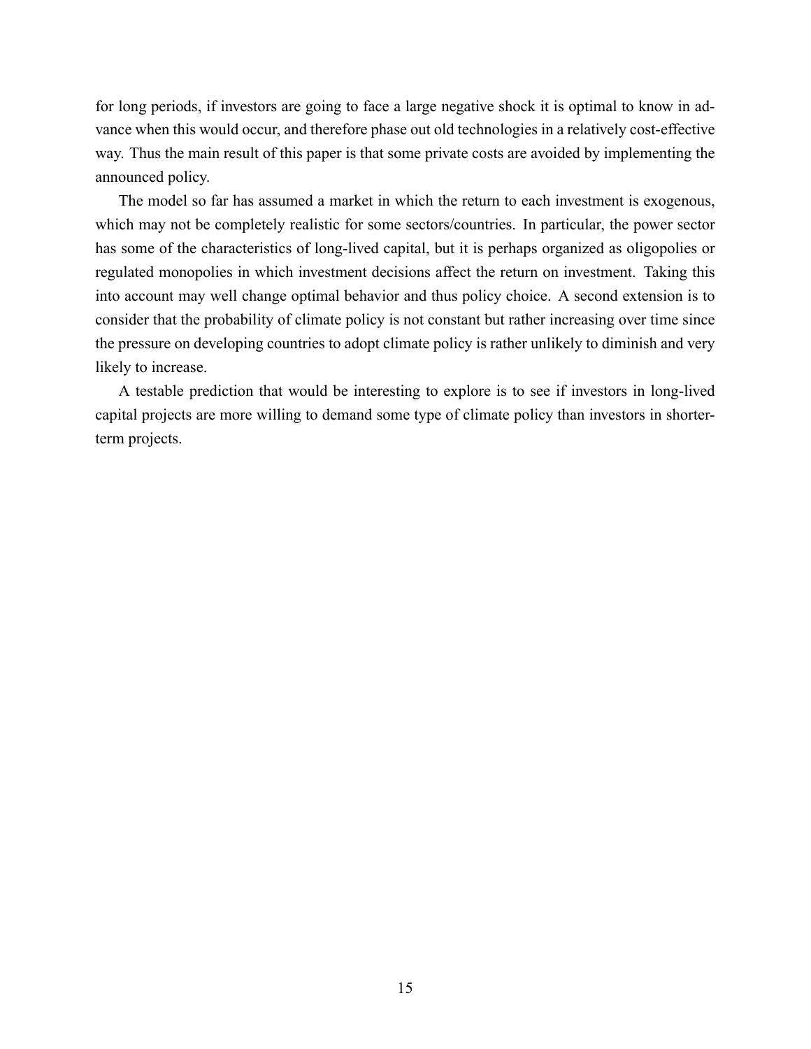for long periods, if investors are going to face a large negative shock it is optimal to know in advance when this would occur, and therefore phase out old technologies in a relatively cost-effective way. Thus the main result of this paper is that some private costs are avoided by implementing the announced policy.

The model so far has assumed a market in which the return to each investment is exogenous, which may not be completely realistic for some sectors/countries. In particular, the power sector has some of the characteristics of long-lived capital, but it is perhaps organized as oligopolies or regulated monopolies in which investment decisions affect the return on investment. Taking this into account may well change optimal behavior and thus policy choice. A second extension is to consider that the probability of climate policy is not constant but rather increasing over time since the pressure on developing countries to adopt climate policy is rather unlikely to diminish and very likely to increase.

A testable prediction that would be interesting to explore is to see if investors in long-lived capital projects are more willing to demand some type of climate policy than investors in shorter-term projects.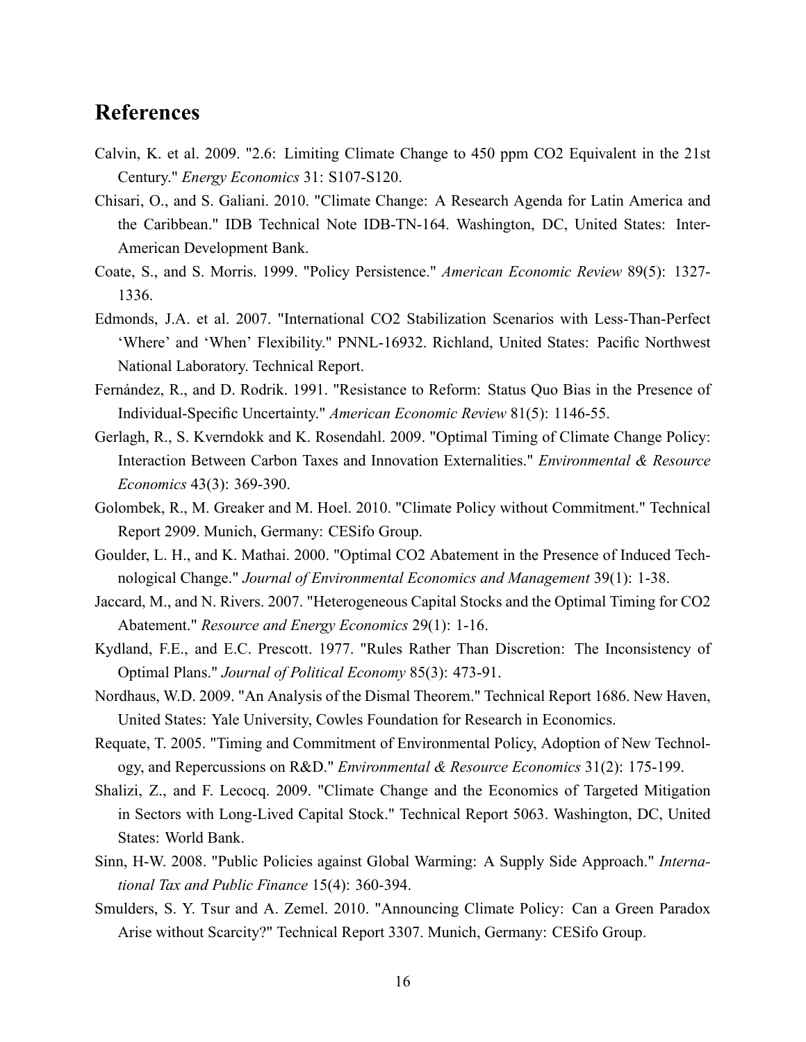## References

Calvin, K. et al. 2009. "2.6: Limiting Climate Change to 450 ppm CO2 Equivalent in the 21st Century." *Energy Economics* 31: S107-S120.

Chisari, O., and S. Galiani. 2010. "Climate Change: A Research Agenda for Latin America and the Caribbean." IDB Technical Note IDB-TN-164. Washington, DC, United States: Inter-American Development Bank.

Coate, S., and S. Morris. 1999. "Policy Persistence." *American Economic Review* 89(5): 1327-1336.

Edmonds, J.A. et al. 2007. "International CO2 Stabilization Scenarios with Less-Than-Perfect 'Where' and 'When' Flexibility." PNNL-16932. Richland, United States: Pacific Northwest National Laboratory. Technical Report.

Fernández, R., and D. Rodrik. 1991. "Resistance to Reform: Status Quo Bias in the Presence of Individual-Specific Uncertainty." *American Economic Review* 81(5): 1146-55.

Gerlagh, R., S. Kverndokk and K. Rosendahl. 2009. "Optimal Timing of Climate Change Policy: Interaction Between Carbon Taxes and Innovation Externalities." *Environmental & Resource Economics* 43(3): 369-390.

Golombek, R., M. Greaker and M. Hoel. 2010. "Climate Policy without Commitment." Technical Report 2909. Munich, Germany: CESifo Group.

Goulder, L. H., and K. Mathai. 2000. "Optimal CO2 Abatement in the Presence of Induced Technological Change." *Journal of Environmental Economics and Management* 39(1): 1-38.

Jaccard, M., and N. Rivers. 2007. "Heterogeneous Capital Stocks and the Optimal Timing for CO2 Abatement." *Resource and Energy Economics* 29(1): 1-16.

Kydland, F.E., and E.C. Prescott. 1977. "Rules Rather Than Discretion: The Inconsistency of Optimal Plans." *Journal of Political Economy* 85(3): 473-91.

Nordhaus, W.D. 2009. "An Analysis of the Dismal Theorem." Technical Report 1686. New Haven, United States: Yale University, Cowles Foundation for Research in Economics.

Requate, T. 2005. "Timing and Commitment of Environmental Policy, Adoption of New Technology, and Repercussions on R&D." *Environmental & Resource Economics* 31(2): 175-199.

Shalizi, Z., and F. Lecocq. 2009. "Climate Change and the Economics of Targeted Mitigation in Sectors with Long-Lived Capital Stock." Technical Report 5063. Washington, DC, United States: World Bank.

Sinn, H-W. 2008. "Public Policies against Global Warming: A Supply Side Approach." *International Tax and Public Finance* 15(4): 360-394.

Smulders, S. Y. Tsur and A. Zemel. 2010. "Announcing Climate Policy: Can a Green Paradox Arise without Scarcity?" Technical Report 3307. Munich, Germany: CESifo Group.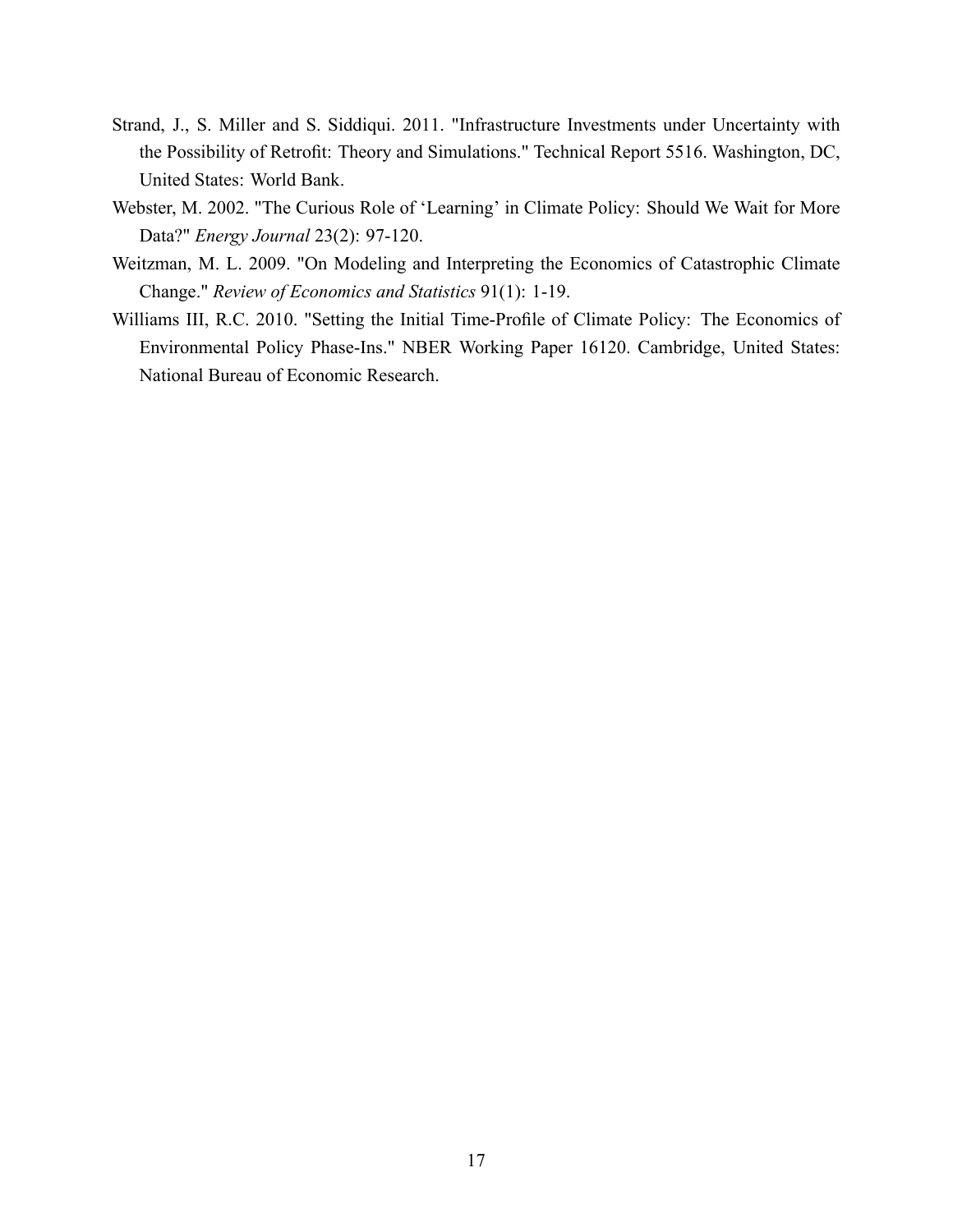Strand, J., S. Miller and S. Siddiqui. 2011. "Infrastructure Investments under Uncertainty with the Possibility of Retrofit: Theory and Simulations." Technical Report 5516. Washington, DC, United States: World Bank.

Webster, M. 2002. "The Curious Role of 'Learning' in Climate Policy: Should We Wait for More Data?" *Energy Journal* 23(2): 97-120.

Weitzman, M. L. 2009. "On Modeling and Interpreting the Economics of Catastrophic Climate Change." *Review of Economics and Statistics* 91(1): 1-19.

Williams III, R.C. 2010. "Setting the Initial Time-Profile of Climate Policy: The Economics of Environmental Policy Phase-Ins." NBER Working Paper 16120. Cambridge, United States: National Bureau of Economic Research.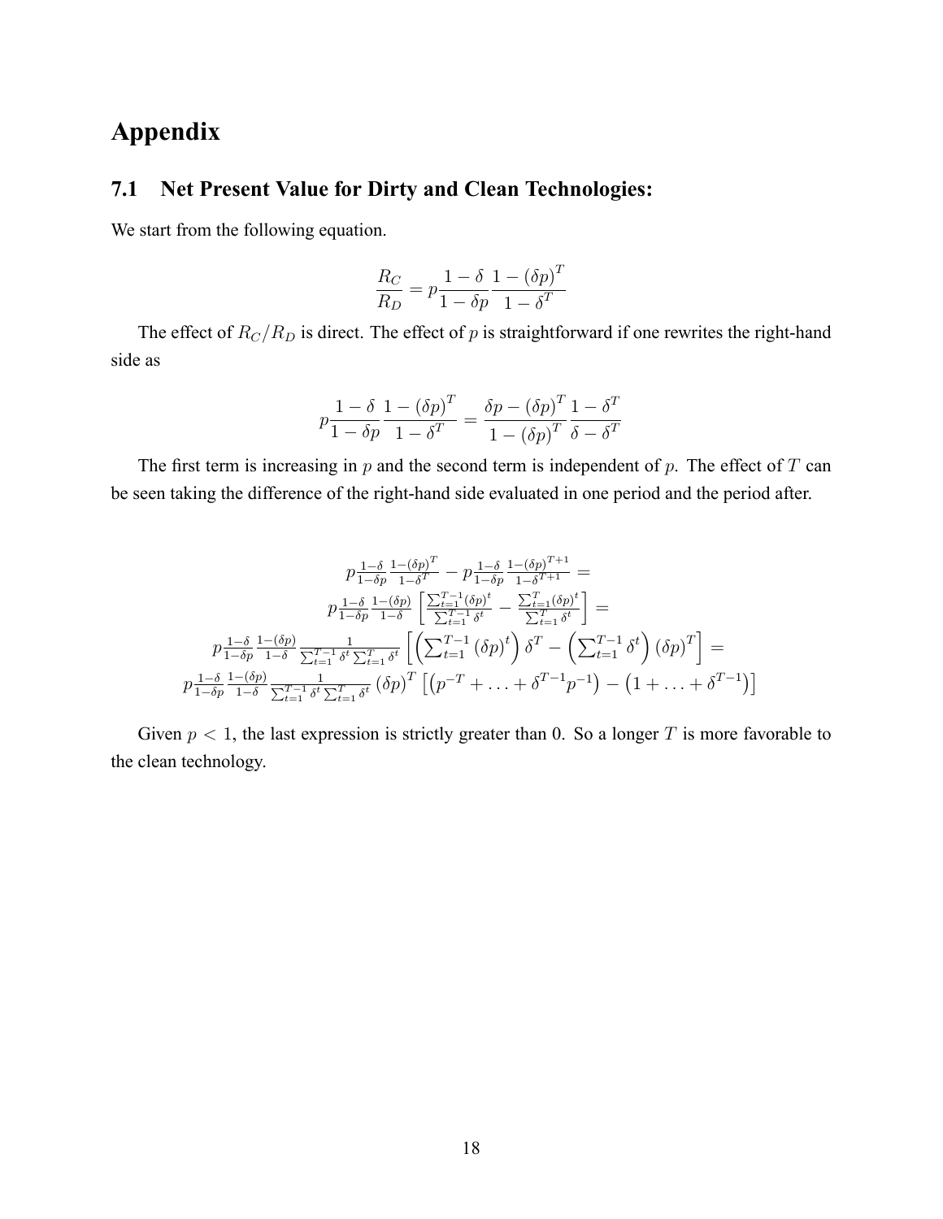# Appendix

## 7.1 Net Present Value for Dirty and Clean Technologies:

We start from the following equation.

$$\frac{R_C}{R_D} = p\frac{1-\delta}{1-\delta p}\frac{1-(\delta p)^T}{1-\delta^T}$$

The effect of $R_C/R_D$ is direct. The effect of $p$ is straightforward if one rewrites the right-hand side as

$$p\frac{1-\delta}{1-\delta p}\frac{1-(\delta p)^T}{1-\delta^T} = \frac{\delta p-(\delta p)^T}{1-(\delta p)^T}\frac{1-\delta^T}{\delta-\delta^T}$$

The first term is increasing in $p$ and the second term is independent of $p$. The effect of $T$ can be seen taking the difference of the right-hand side evaluated in one period and the period after.

$$\begin{gathered}
p\frac{1-\delta}{1-\delta p}\frac{1-(\delta p)^T}{1-\delta^T} - p\frac{1-\delta}{1-\delta p}\frac{1-(\delta p)^{T+1}}{1-\delta^{T+1}} = \\
p\frac{1-\delta}{1-\delta p}\frac{1-(\delta p)}{1-\delta}\left[\frac{\sum_{t=1}^{T-1}(\delta p)^t}{\sum_{t=1}^{T-1}\delta^t} - \frac{\sum_{t=1}^{T}(\delta p)^t}{\sum_{t=1}^{T}\delta^t}\right] = \\
p\frac{1-\delta}{1-\delta p}\frac{1-(\delta p)}{1-\delta}\frac{1}{\sum_{t=1}^{T-1}\delta^t\sum_{t=1}^{T}\delta^t}\left[\left(\sum_{t=1}^{T-1}(\delta p)^t\right)\delta^T - \left(\sum_{t=1}^{T-1}\delta^t\right)(\delta p)^T\right] = \\
p\frac{1-\delta}{1-\delta p}\frac{1-(\delta p)}{1-\delta}\frac{1}{\sum_{t=1}^{T-1}\delta^t\sum_{t=1}^{T}\delta^t}(\delta p)^T\left[\left(p^{-T}+\ldots+\delta^{T-1}p^{-1}\right)-\left(1+\ldots+\delta^{T-1}\right)\right]
\end{gathered}$$

Given $p < 1$, the last expression is strictly greater than 0. So a longer $T$ is more favorable to the clean technology.